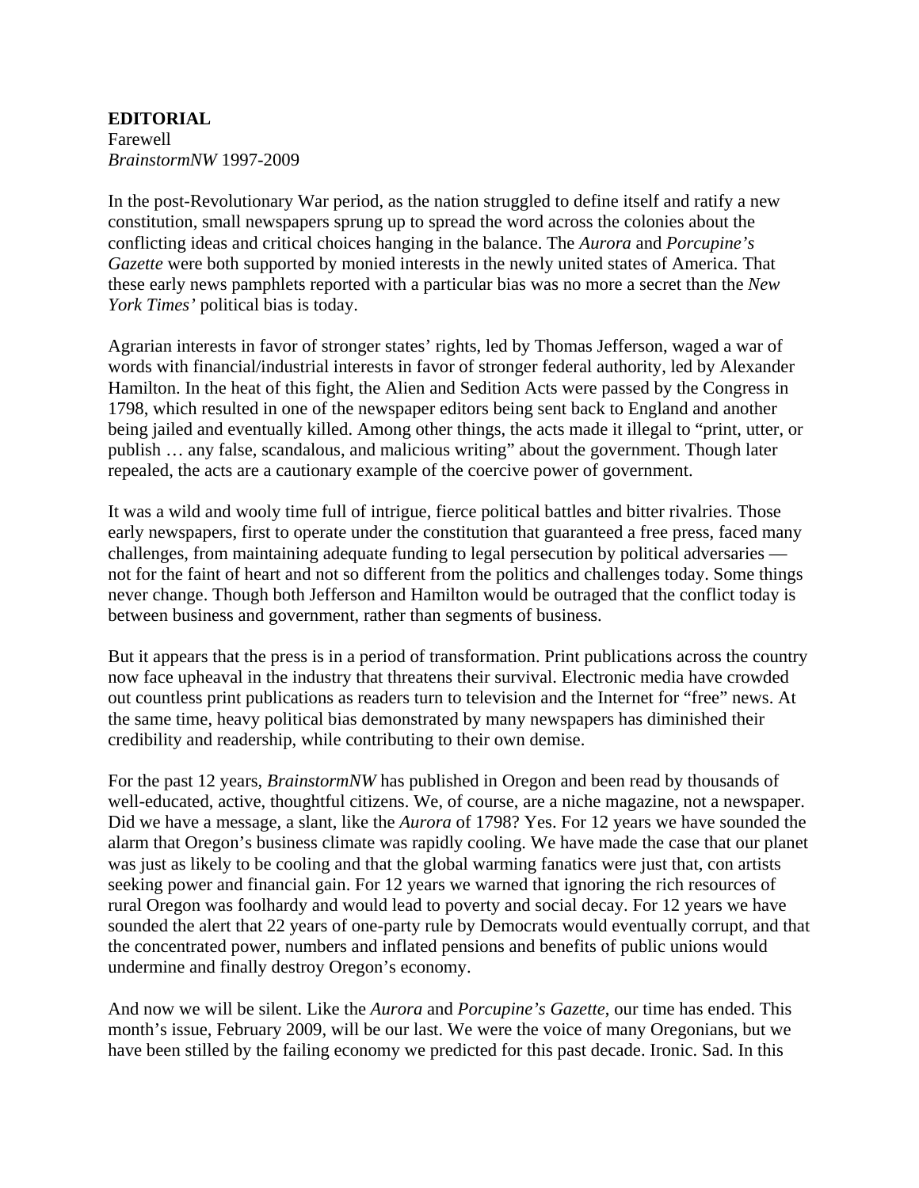**EDITORIAL**
Farewell
*BrainstormNW* 1997-2009

In the post-Revolutionary War period, as the nation struggled to define itself and ratify a new constitution, small newspapers sprung up to spread the word across the colonies about the conflicting ideas and critical choices hanging in the balance. The *Aurora* and *Porcupine's Gazette* were both supported by monied interests in the newly united states of America. That these early news pamphlets reported with a particular bias was no more a secret than the *New York Times'* political bias is today.

Agrarian interests in favor of stronger states' rights, led by Thomas Jefferson, waged a war of words with financial/industrial interests in favor of stronger federal authority, led by Alexander Hamilton. In the heat of this fight, the Alien and Sedition Acts were passed by the Congress in 1798, which resulted in one of the newspaper editors being sent back to England and another being jailed and eventually killed. Among other things, the acts made it illegal to "print, utter, or publish … any false, scandalous, and malicious writing" about the government. Though later repealed, the acts are a cautionary example of the coercive power of government.

It was a wild and wooly time full of intrigue, fierce political battles and bitter rivalries. Those early newspapers, first to operate under the constitution that guaranteed a free press, faced many challenges, from maintaining adequate funding to legal persecution by political adversaries — not for the faint of heart and not so different from the politics and challenges today. Some things never change. Though both Jefferson and Hamilton would be outraged that the conflict today is between business and government, rather than segments of business.

But it appears that the press is in a period of transformation. Print publications across the country now face upheaval in the industry that threatens their survival. Electronic media have crowded out countless print publications as readers turn to television and the Internet for "free" news. At the same time, heavy political bias demonstrated by many newspapers has diminished their credibility and readership, while contributing to their own demise.

For the past 12 years, *BrainstormNW* has published in Oregon and been read by thousands of well-educated, active, thoughtful citizens. We, of course, are a niche magazine, not a newspaper. Did we have a message, a slant, like the *Aurora* of 1798? Yes. For 12 years we have sounded the alarm that Oregon's business climate was rapidly cooling. We have made the case that our planet was just as likely to be cooling and that the global warming fanatics were just that, con artists seeking power and financial gain. For 12 years we warned that ignoring the rich resources of rural Oregon was foolhardy and would lead to poverty and social decay. For 12 years we have sounded the alert that 22 years of one-party rule by Democrats would eventually corrupt, and that the concentrated power, numbers and inflated pensions and benefits of public unions would undermine and finally destroy Oregon's economy.

And now we will be silent. Like the *Aurora* and *Porcupine's Gazette*, our time has ended. This month's issue, February 2009, will be our last. We were the voice of many Oregonians, but we have been stilled by the failing economy we predicted for this past decade. Ironic. Sad. In this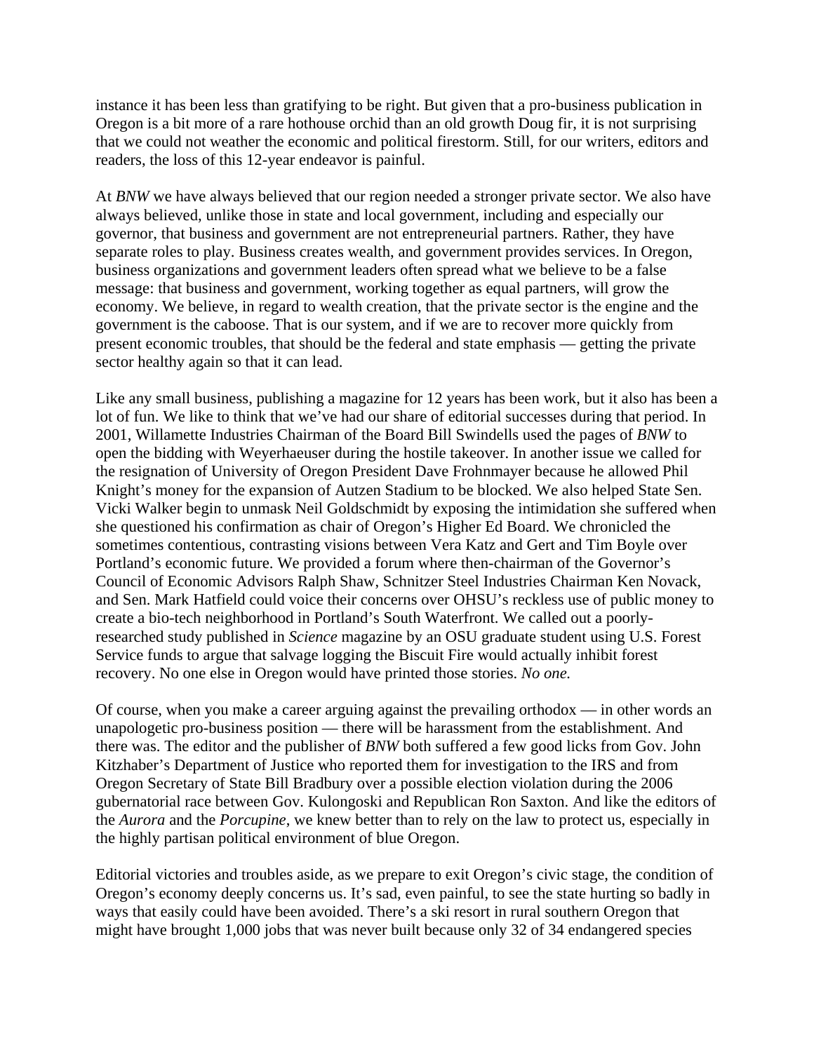instance it has been less than gratifying to be right. But given that a pro-business publication in Oregon is a bit more of a rare hothouse orchid than an old growth Doug fir, it is not surprising that we could not weather the economic and political firestorm. Still, for our writers, editors and readers, the loss of this 12-year endeavor is painful.

At *BNW* we have always believed that our region needed a stronger private sector. We also have always believed, unlike those in state and local government, including and especially our governor, that business and government are not entrepreneurial partners. Rather, they have separate roles to play. Business creates wealth, and government provides services. In Oregon, business organizations and government leaders often spread what we believe to be a false message: that business and government, working together as equal partners, will grow the economy. We believe, in regard to wealth creation, that the private sector is the engine and the government is the caboose. That is our system, and if we are to recover more quickly from present economic troubles, that should be the federal and state emphasis — getting the private sector healthy again so that it can lead.

Like any small business, publishing a magazine for 12 years has been work, but it also has been a lot of fun. We like to think that we've had our share of editorial successes during that period. In 2001, Willamette Industries Chairman of the Board Bill Swindells used the pages of *BNW* to open the bidding with Weyerhaeuser during the hostile takeover. In another issue we called for the resignation of University of Oregon President Dave Frohnmayer because he allowed Phil Knight's money for the expansion of Autzen Stadium to be blocked. We also helped State Sen. Vicki Walker begin to unmask Neil Goldschmidt by exposing the intimidation she suffered when she questioned his confirmation as chair of Oregon's Higher Ed Board. We chronicled the sometimes contentious, contrasting visions between Vera Katz and Gert and Tim Boyle over Portland's economic future. We provided a forum where then-chairman of the Governor's Council of Economic Advisors Ralph Shaw, Schnitzer Steel Industries Chairman Ken Novack, and Sen. Mark Hatfield could voice their concerns over OHSU's reckless use of public money to create a bio-tech neighborhood in Portland's South Waterfront. We called out a poorly-researched study published in *Science* magazine by an OSU graduate student using U.S. Forest Service funds to argue that salvage logging the Biscuit Fire would actually inhibit forest recovery. No one else in Oregon would have printed those stories. *No one.*

Of course, when you make a career arguing against the prevailing orthodox — in other words an unapologetic pro-business position — there will be harassment from the establishment. And there was. The editor and the publisher of *BNW* both suffered a few good licks from Gov. John Kitzhaber's Department of Justice who reported them for investigation to the IRS and from Oregon Secretary of State Bill Bradbury over a possible election violation during the 2006 gubernatorial race between Gov. Kulongoski and Republican Ron Saxton. And like the editors of the *Aurora* and the *Porcupine*, we knew better than to rely on the law to protect us, especially in the highly partisan political environment of blue Oregon.

Editorial victories and troubles aside, as we prepare to exit Oregon's civic stage, the condition of Oregon's economy deeply concerns us. It's sad, even painful, to see the state hurting so badly in ways that easily could have been avoided. There's a ski resort in rural southern Oregon that might have brought 1,000 jobs that was never built because only 32 of 34 endangered species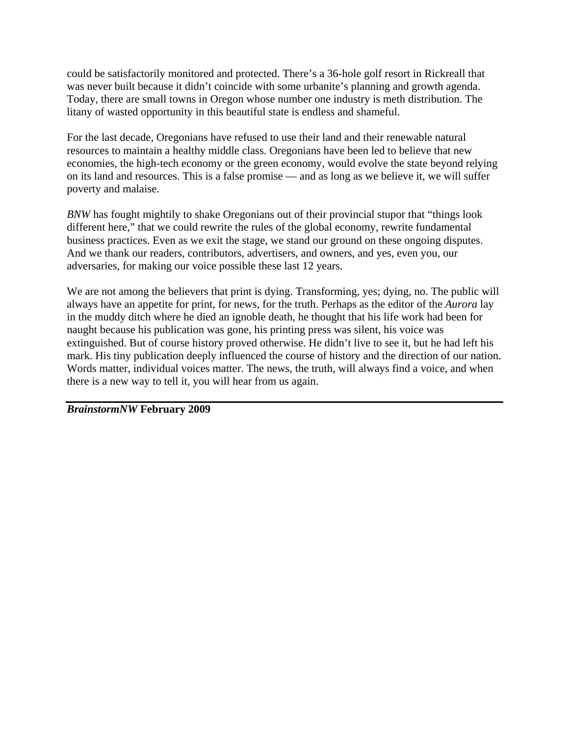could be satisfactorily monitored and protected. There's a 36-hole golf resort in Rickreall that was never built because it didn't coincide with some urbanite's planning and growth agenda. Today, there are small towns in Oregon whose number one industry is meth distribution. The litany of wasted opportunity in this beautiful state is endless and shameful.

For the last decade, Oregonians have refused to use their land and their renewable natural resources to maintain a healthy middle class. Oregonians have been led to believe that new economies, the high-tech economy or the green economy, would evolve the state beyond relying on its land and resources. This is a false promise — and as long as we believe it, we will suffer poverty and malaise.

*BNW* has fought mightily to shake Oregonians out of their provincial stupor that "things look different here," that we could rewrite the rules of the global economy, rewrite fundamental business practices. Even as we exit the stage, we stand our ground on these ongoing disputes. And we thank our readers, contributors, advertisers, and owners, and yes, even you, our adversaries, for making our voice possible these last 12 years.

We are not among the believers that print is dying. Transforming, yes; dying, no. The public will always have an appetite for print, for news, for the truth. Perhaps as the editor of the *Aurora* lay in the muddy ditch where he died an ignoble death, he thought that his life work had been for naught because his publication was gone, his printing press was silent, his voice was extinguished. But of course history proved otherwise. He didn't live to see it, but he had left his mark. His tiny publication deeply influenced the course of history and the direction of our nation. Words matter, individual voices matter. The news, the truth, will always find a voice, and when there is a new way to tell it, you will hear from us again.

---

***BrainstormNW* February 2009**